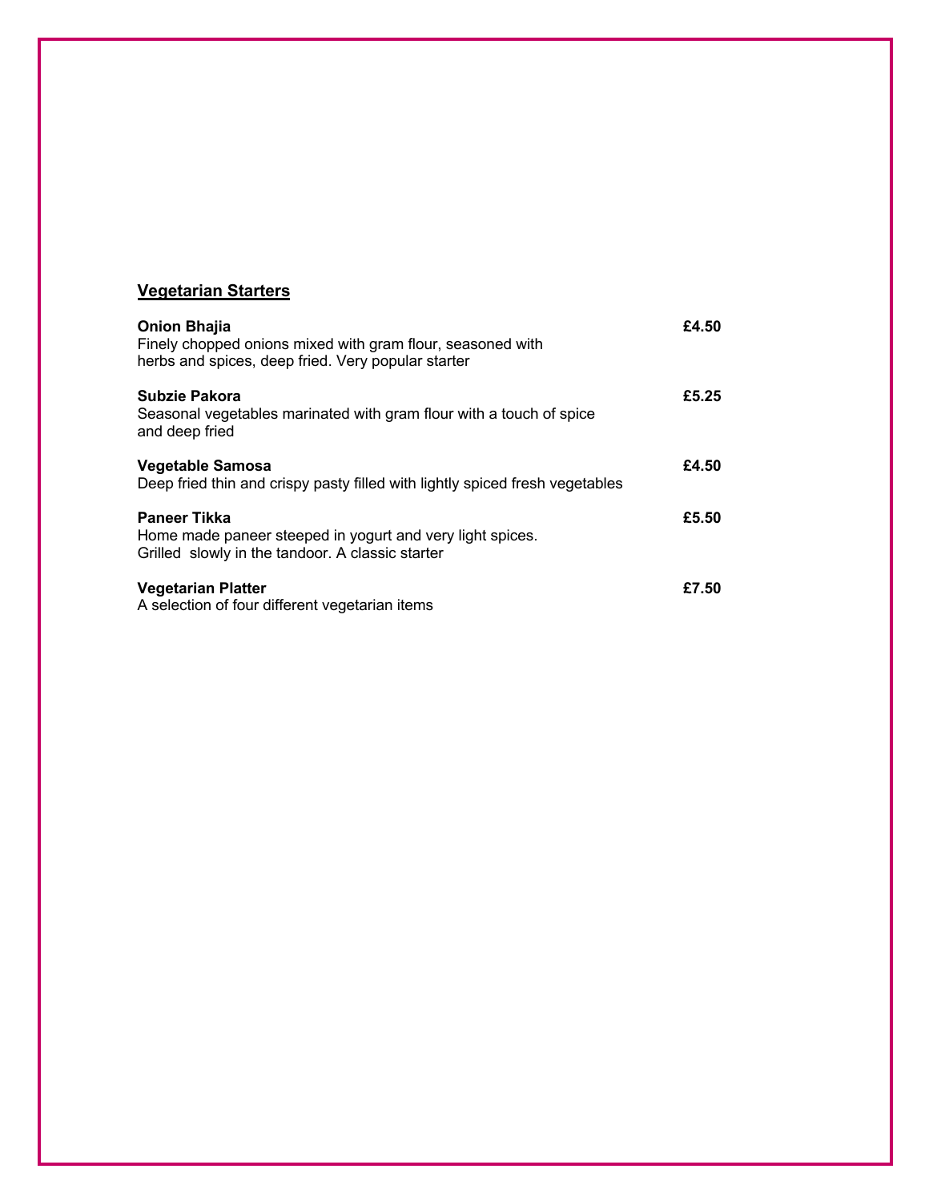## Vegetarian Starters

**Onion Bhajia** **£4.50**
Finely chopped onions mixed with gram flour, seasoned with herbs and spices, deep fried. Very popular starter

**Subzie Pakora** **£5.25**
Seasonal vegetables marinated with gram flour with a touch of spice and deep fried

**Vegetable Samosa** **£4.50**
Deep fried thin and crispy pasty filled with lightly spiced fresh vegetables

**Paneer Tikka** **£5.50**
Home made paneer steeped in yogurt and very light spices. Grilled slowly in the tandoor. A classic starter

**Vegetarian Platter** **£7.50**
A selection of four different vegetarian items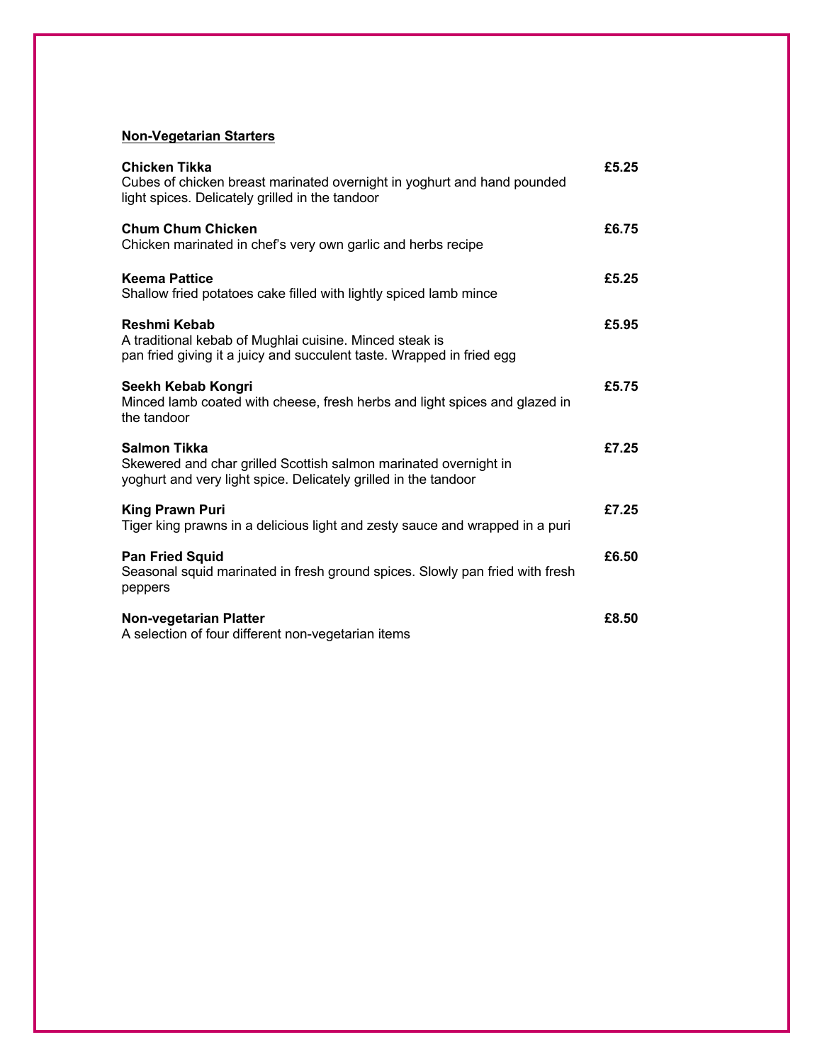## Non-Vegetarian Starters

**Chicken Tikka** **£5.25**
Cubes of chicken breast marinated overnight in yoghurt and hand pounded light spices. Delicately grilled in the tandoor

**Chum Chum Chicken** **£6.75**
Chicken marinated in chef's very own garlic and herbs recipe

**Keema Pattice** **£5.25**
Shallow fried potatoes cake filled with lightly spiced lamb mince

**Reshmi Kebab** **£5.95**
A traditional kebab of Mughlai cuisine. Minced steak is pan fried giving it a juicy and succulent taste. Wrapped in fried egg

**Seekh Kebab Kongri** **£5.75**
Minced lamb coated with cheese, fresh herbs and light spices and glazed in the tandoor

**Salmon Tikka** **£7.25**
Skewered and char grilled Scottish salmon marinated overnight in yoghurt and very light spice. Delicately grilled in the tandoor

**King Prawn Puri** **£7.25**
Tiger king prawns in a delicious light and zesty sauce and wrapped in a puri

**Pan Fried Squid** **£6.50**
Seasonal squid marinated in fresh ground spices. Slowly pan fried with fresh peppers

**Non-vegetarian Platter** **£8.50**
A selection of four different non-vegetarian items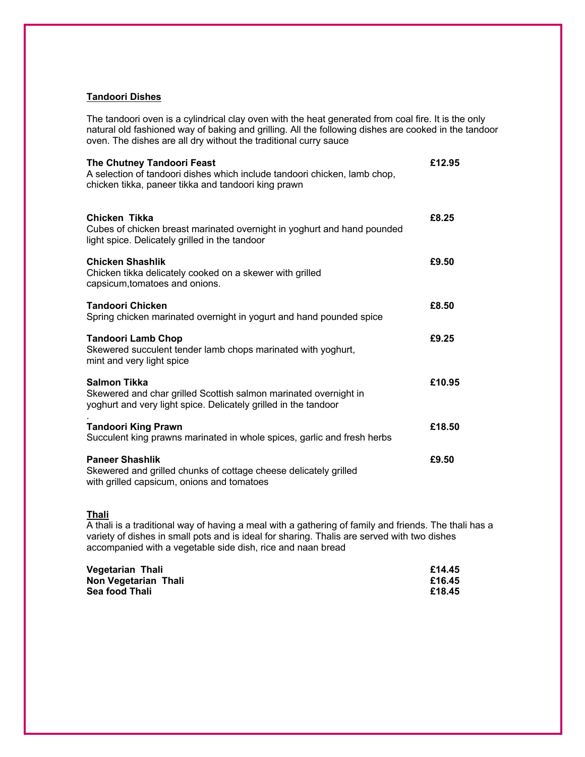## Tandoori Dishes

The tandoori oven is a cylindrical clay oven with the heat generated from coal fire. It is the only natural old fashioned way of baking and grilling. All the following dishes are cooked in the tandoor oven. The dishes are all dry without the traditional curry sauce

**The Chutney Tandoori Feast** **£12.95**
A selection of tandoori dishes which include tandoori chicken, lamb chop, chicken tikka, paneer tikka and tandoori king prawn

**Chicken Tikka** **£8.25**
Cubes of chicken breast marinated overnight in yoghurt and hand pounded light spice. Delicately grilled in the tandoor

**Chicken Shashlik** **£9.50**
Chicken tikka delicately cooked on a skewer with grilled capsicum,tomatoes and onions.

**Tandoori Chicken** **£8.50**
Spring chicken marinated overnight in yogurt and hand pounded spice

**Tandoori Lamb Chop** **£9.25**
Skewered succulent tender lamb chops marinated with yoghurt, mint and very light spice

**Salmon Tikka** **£10.95**
Skewered and char grilled Scottish salmon marinated overnight in yoghurt and very light spice. Delicately grilled in the tandoor
.

**Tandoori King Prawn** **£18.50**
Succulent king prawns marinated in whole spices, garlic and fresh herbs

**Paneer Shashlik** **£9.50**
Skewered and grilled chunks of cottage cheese delicately grilled with grilled capsicum, onions and tomatoes

## Thali

A thali is a traditional way of having a meal with a gathering of family and friends. The thali has a variety of dishes in small pots and is ideal for sharing. Thalis are served with two dishes accompanied with a vegetable side dish, rice and naan bread

**Vegetarian Thali** **£14.45**
**Non Vegetarian Thali** **£16.45**
**Sea food Thali** **£18.45**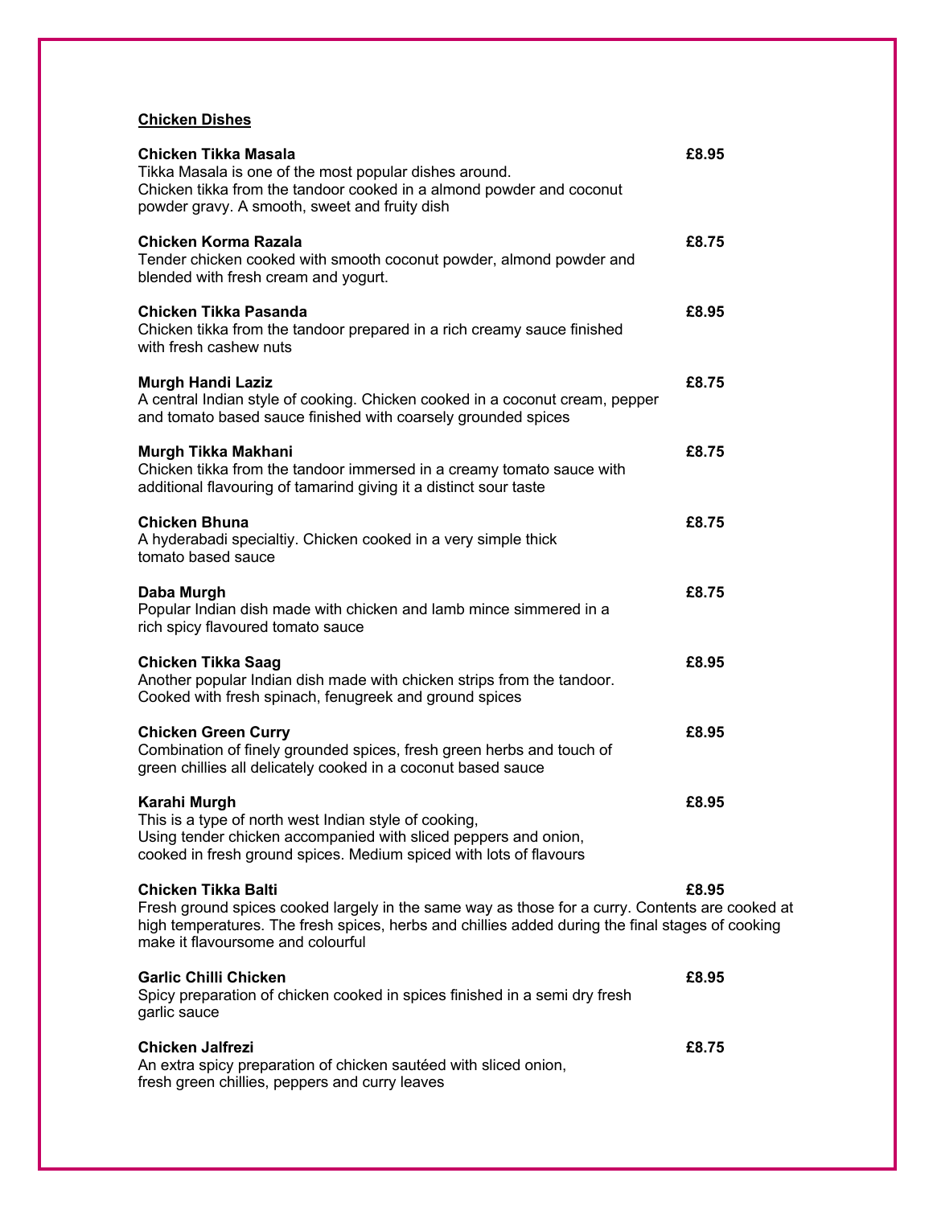## Chicken Dishes

**Chicken Tikka Masala** **£8.95**
Tikka Masala is one of the most popular dishes around.
Chicken tikka from the tandoor cooked in a almond powder and coconut powder gravy. A smooth, sweet and fruity dish

**Chicken Korma Razala** **£8.75**
Tender chicken cooked with smooth coconut powder, almond powder and blended with fresh cream and yogurt.

**Chicken Tikka Pasanda** **£8.95**
Chicken tikka from the tandoor prepared in a rich creamy sauce finished with fresh cashew nuts

**Murgh Handi Laziz** **£8.75**
A central Indian style of cooking. Chicken cooked in a coconut cream, pepper and tomato based sauce finished with coarsely grounded spices

**Murgh Tikka Makhani** **£8.75**
Chicken tikka from the tandoor immersed in a creamy tomato sauce with additional flavouring of tamarind giving it a distinct sour taste

**Chicken Bhuna** **£8.75**
A hyderabadi specialtiy. Chicken cooked in a very simple thick tomato based sauce

**Daba Murgh** **£8.75**
Popular Indian dish made with chicken and lamb mince simmered in a rich spicy flavoured tomato sauce

**Chicken Tikka Saag** **£8.95**
Another popular Indian dish made with chicken strips from the tandoor. Cooked with fresh spinach, fenugreek and ground spices

**Chicken Green Curry** **£8.95**
Combination of finely grounded spices, fresh green herbs and touch of green chillies all delicately cooked in a coconut based sauce

**Karahi Murgh** **£8.95**
This is a type of north west Indian style of cooking,
Using tender chicken accompanied with sliced peppers and onion, cooked in fresh ground spices. Medium spiced with lots of flavours

**Chicken Tikka Balti** **£8.95**
Fresh ground spices cooked largely in the same way as those for a curry. Contents are cooked at high temperatures. The fresh spices, herbs and chillies added during the final stages of cooking make it flavoursome and colourful

**Garlic Chilli Chicken** **£8.95**
Spicy preparation of chicken cooked in spices finished in a semi dry fresh garlic sauce

**Chicken Jalfrezi** **£8.75**
An extra spicy preparation of chicken sautéed with sliced onion, fresh green chillies, peppers and curry leaves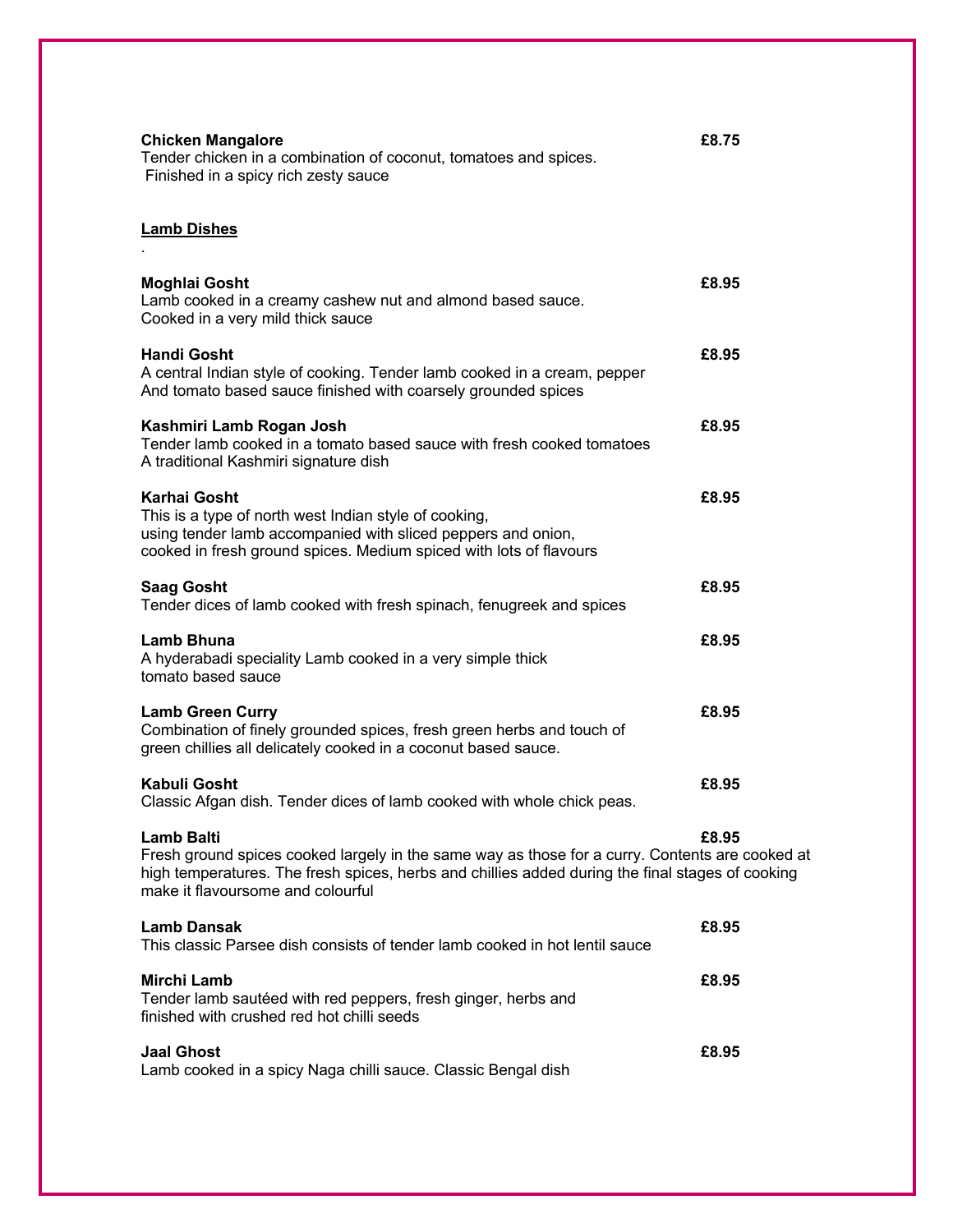**Chicken Mangalore** **£8.75**
Tender chicken in a combination of coconut, tomatoes and spices.
Finished in a spicy rich zesty sauce

## Lamb Dishes

.

**Moghlai Gosht** **£8.95**
Lamb cooked in a creamy cashew nut and almond based sauce.
Cooked in a very mild thick sauce

**Handi Gosht** **£8.95**
A central Indian style of cooking. Tender lamb cooked in a cream, pepper
And tomato based sauce finished with coarsely grounded spices

**Kashmiri Lamb Rogan Josh** **£8.95**
Tender lamb cooked in a tomato based sauce with fresh cooked tomatoes
A traditional Kashmiri signature dish

**Karhai Gosht** **£8.95**
This is a type of north west Indian style of cooking,
using tender lamb accompanied with sliced peppers and onion,
cooked in fresh ground spices. Medium spiced with lots of flavours

**Saag Gosht** **£8.95**
Tender dices of lamb cooked with fresh spinach, fenugreek and spices

**Lamb Bhuna** **£8.95**
A hyderabadi speciality Lamb cooked in a very simple thick
tomato based sauce

**Lamb Green Curry** **£8.95**
Combination of finely grounded spices, fresh green herbs and touch of
green chillies all delicately cooked in a coconut based sauce.

**Kabuli Gosht** **£8.95**
Classic Afgan dish. Tender dices of lamb cooked with whole chick peas.

**Lamb Balti** **£8.95**
Fresh ground spices cooked largely in the same way as those for a curry. Contents are cooked at high temperatures. The fresh spices, herbs and chillies added during the final stages of cooking make it flavoursome and colourful

**Lamb Dansak** **£8.95**
This classic Parsee dish consists of tender lamb cooked in hot lentil sauce

**Mirchi Lamb** **£8.95**
Tender lamb sautéed with red peppers, fresh ginger, herbs and
finished with crushed red hot chilli seeds

**Jaal Ghost** **£8.95**
Lamb cooked in a spicy Naga chilli sauce. Classic Bengal dish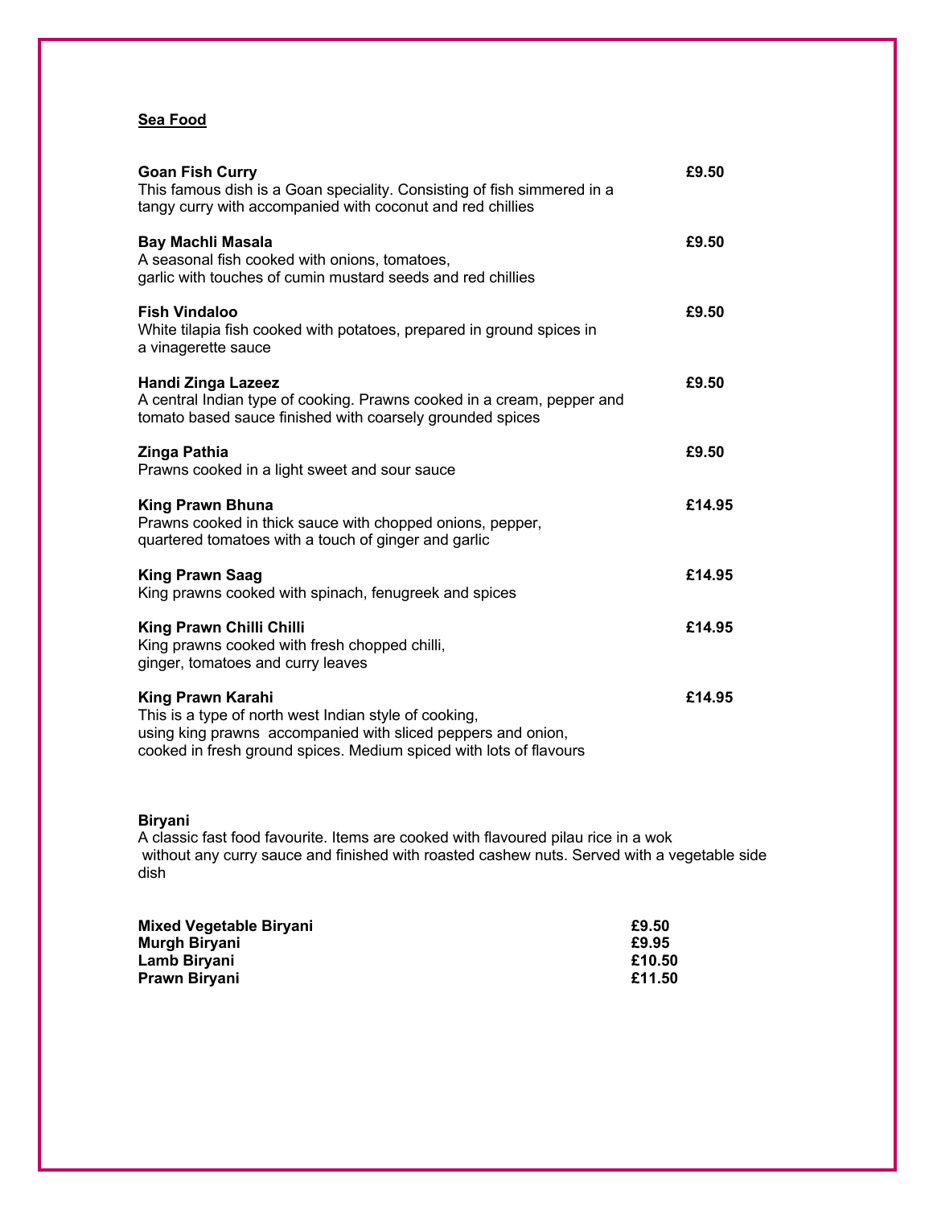## Sea Food

**Goan Fish Curry** **£9.50**
This famous dish is a Goan speciality. Consisting of fish simmered in a tangy curry with accompanied with coconut and red chillies

**Bay Machli Masala** **£9.50**
A seasonal fish cooked with onions, tomatoes, garlic with touches of cumin mustard seeds and red chillies

**Fish Vindaloo** **£9.50**
White tilapia fish cooked with potatoes, prepared in ground spices in a vinagerette sauce

**Handi Zinga Lazeez** **£9.50**
A central Indian type of cooking. Prawns cooked in a cream, pepper and tomato based sauce finished with coarsely grounded spices

**Zinga Pathia** **£9.50**
Prawns cooked in a light sweet and sour sauce

**King Prawn Bhuna** **£14.95**
Prawns cooked in thick sauce with chopped onions, pepper, quartered tomatoes with a touch of ginger and garlic

**King Prawn Saag** **£14.95**
King prawns cooked with spinach, fenugreek and spices

**King Prawn Chilli Chilli** **£14.95**
King prawns cooked with fresh chopped chilli, ginger, tomatoes and curry leaves

**King Prawn Karahi** **£14.95**
This is a type of north west Indian style of cooking, using king prawns accompanied with sliced peppers and onion, cooked in fresh ground spices. Medium spiced with lots of flavours

**Biryani**
A classic fast food favourite. Items are cooked with flavoured pilau rice in a wok without any curry sauce and finished with roasted cashew nuts. Served with a vegetable side dish

**Mixed Vegetable Biryani** **£9.50**
**Murgh Biryani** **£9.95**
**Lamb Biryani** **£10.50**
**Prawn Biryani** **£11.50**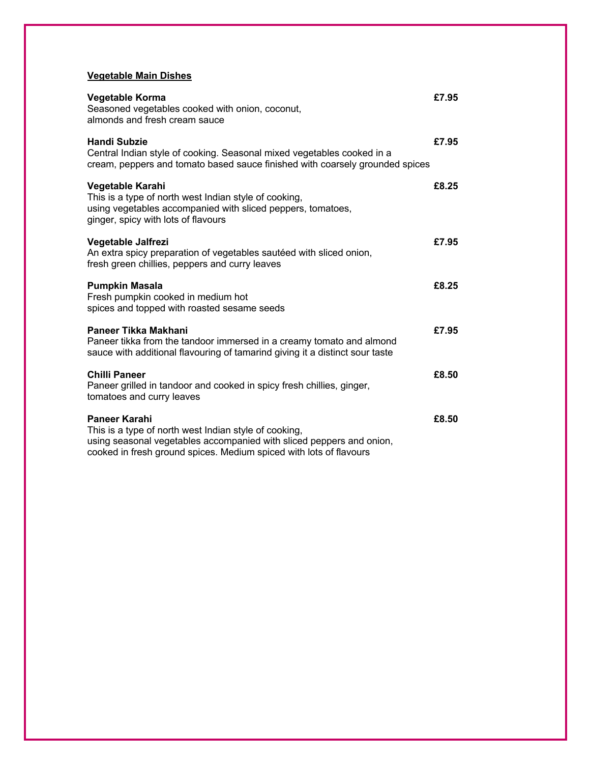## Vegetable Main Dishes

**Vegetable Korma** **£7.95**
Seasoned vegetables cooked with onion, coconut,
almonds and fresh cream sauce

**Handi Subzie** **£7.95**
Central Indian style of cooking. Seasonal mixed vegetables cooked in a
cream, peppers and tomato based sauce finished with coarsely grounded spices

**Vegetable Karahi** **£8.25**
This is a type of north west Indian style of cooking,
using vegetables accompanied with sliced peppers, tomatoes,
ginger, spicy with lots of flavours

**Vegetable Jalfrezi** **£7.95**
An extra spicy preparation of vegetables sautéed with sliced onion,
fresh green chillies, peppers and curry leaves

**Pumpkin Masala** **£8.25**
Fresh pumpkin cooked in medium hot
spices and topped with roasted sesame seeds

**Paneer Tikka Makhani** **£7.95**
Paneer tikka from the tandoor immersed in a creamy tomato and almond
sauce with additional flavouring of tamarind giving it a distinct sour taste

**Chilli Paneer** **£8.50**
Paneer grilled in tandoor and cooked in spicy fresh chillies, ginger,
tomatoes and curry leaves

**Paneer Karahi** **£8.50**
This is a type of north west Indian style of cooking,
using seasonal vegetables accompanied with sliced peppers and onion,
cooked in fresh ground spices. Medium spiced with lots of flavours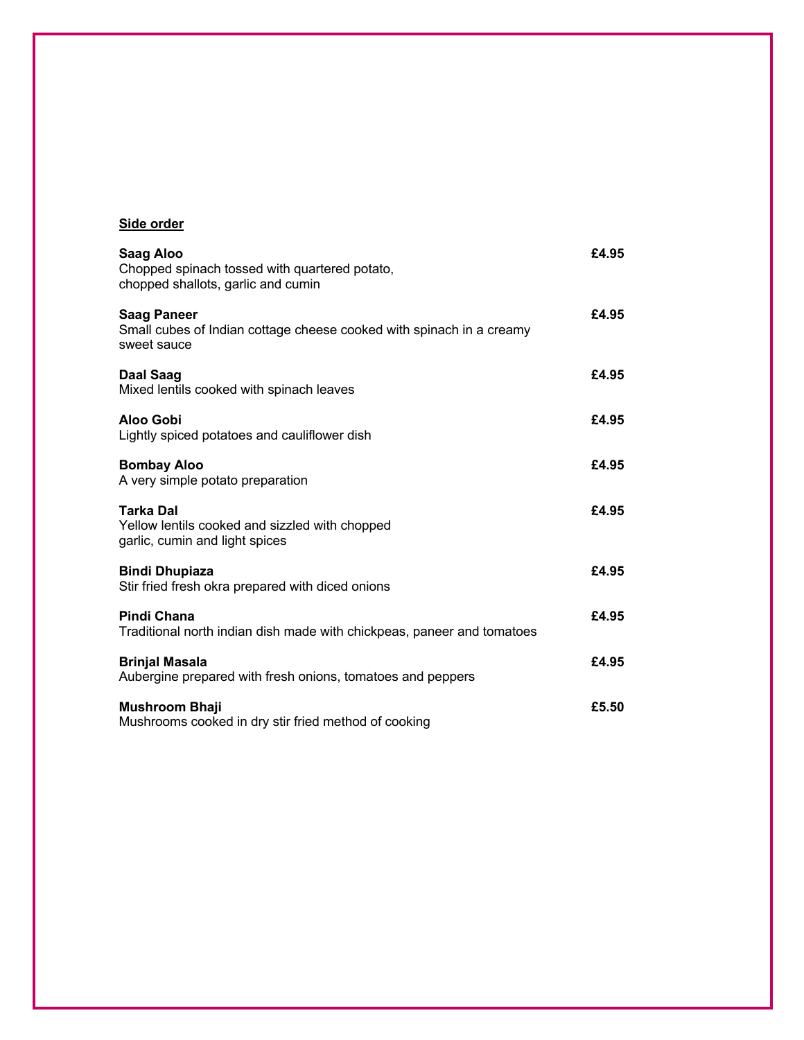## Side order

**Saag Aloo** **£4.95**
Chopped spinach tossed with quartered potato,
chopped shallots, garlic and cumin

**Saag Paneer** **£4.95**
Small cubes of Indian cottage cheese cooked with spinach in a creamy sweet sauce

**Daal Saag** **£4.95**
Mixed lentils cooked with spinach leaves

**Aloo Gobi** **£4.95**
Lightly spiced potatoes and cauliflower dish

**Bombay Aloo** **£4.95**
A very simple potato preparation

**Tarka Dal** **£4.95**
Yellow lentils cooked and sizzled with chopped
garlic, cumin and light spices

**Bindi Dhupiaza** **£4.95**
Stir fried fresh okra prepared with diced onions

**Pindi Chana** **£4.95**
Traditional north indian dish made with chickpeas, paneer and tomatoes

**Brinjal Masala** **£4.95**
Aubergine prepared with fresh onions, tomatoes and peppers

**Mushroom Bhaji** **£5.50**
Mushrooms cooked in dry stir fried method of cooking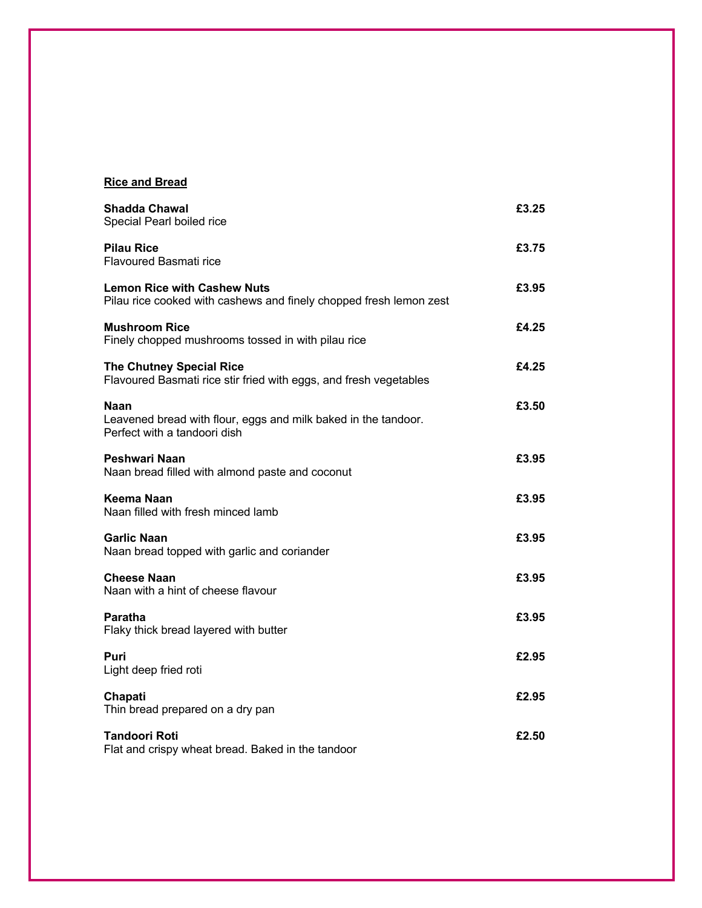## Rice and Bread

**Shadda Chawal** **£3.25**
Special Pearl boiled rice

**Pilau Rice** **£3.75**
Flavoured Basmati rice

**Lemon Rice with Cashew Nuts** **£3.95**
Pilau rice cooked with cashews and finely chopped fresh lemon zest

**Mushroom Rice** **£4.25**
Finely chopped mushrooms tossed in with pilau rice

**The Chutney Special Rice** **£4.25**
Flavoured Basmati rice stir fried with eggs, and fresh vegetables

**Naan** **£3.50**
Leavened bread with flour, eggs and milk baked in the tandoor.
Perfect with a tandoori dish

**Peshwari Naan** **£3.95**
Naan bread filled with almond paste and coconut

**Keema Naan** **£3.95**
Naan filled with fresh minced lamb

**Garlic Naan** **£3.95**
Naan bread topped with garlic and coriander

**Cheese Naan** **£3.95**
Naan with a hint of cheese flavour

**Paratha** **£3.95**
Flaky thick bread layered with butter

**Puri** **£2.95**
Light deep fried roti

**Chapati** **£2.95**
Thin bread prepared on a dry pan

**Tandoori Roti** **£2.50**
Flat and crispy wheat bread. Baked in the tandoor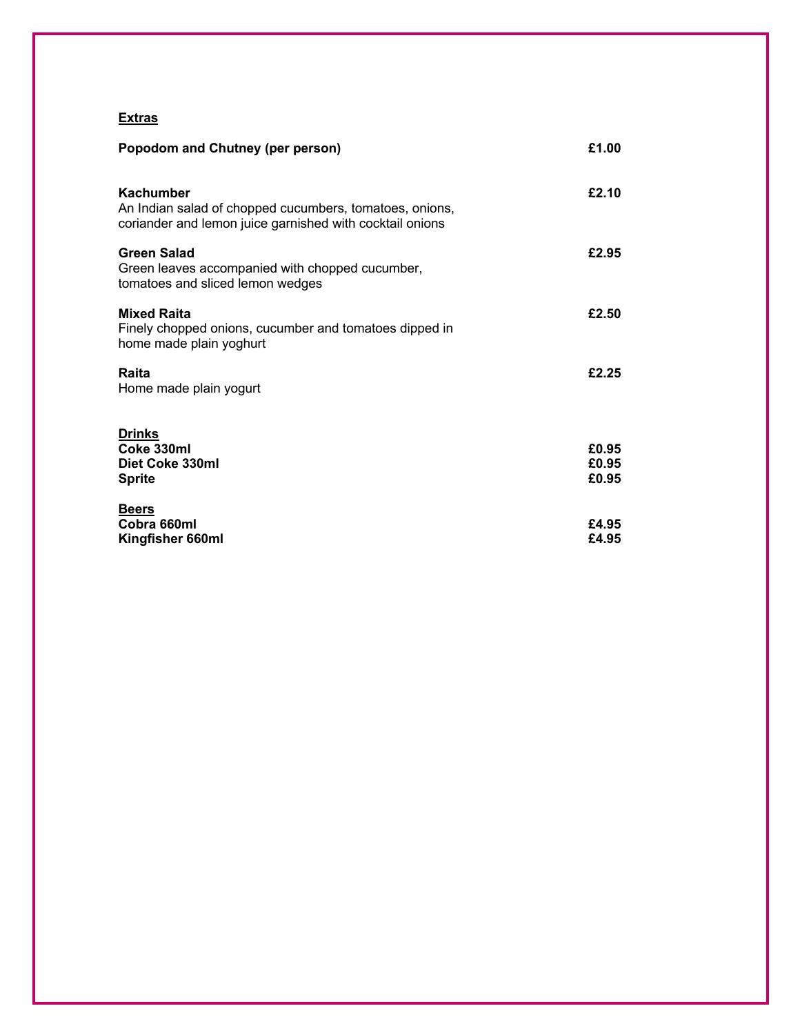**Extras**

**Popodom and Chutney (per person)** **£1.00**

**Kachumber** **£2.10**
An Indian salad of chopped cucumbers, tomatoes, onions, coriander and lemon juice garnished with cocktail onions

**Green Salad** **£2.95**
Green leaves accompanied with chopped cucumber, tomatoes and sliced lemon wedges

**Mixed Raita** **£2.50**
Finely chopped onions, cucumber and tomatoes dipped in home made plain yoghurt

**Raita** **£2.25**
Home made plain yogurt

**Drinks**

| | |
|---|---|
| **Coke 330ml** | **£0.95** |
| **Diet Coke 330ml** | **£0.95** |
| **Sprite** | **£0.95** |

**Beers**

| | |
|---|---|
| **Cobra 660ml** | **£4.95** |
| **Kingfisher 660ml** | **£4.95** |